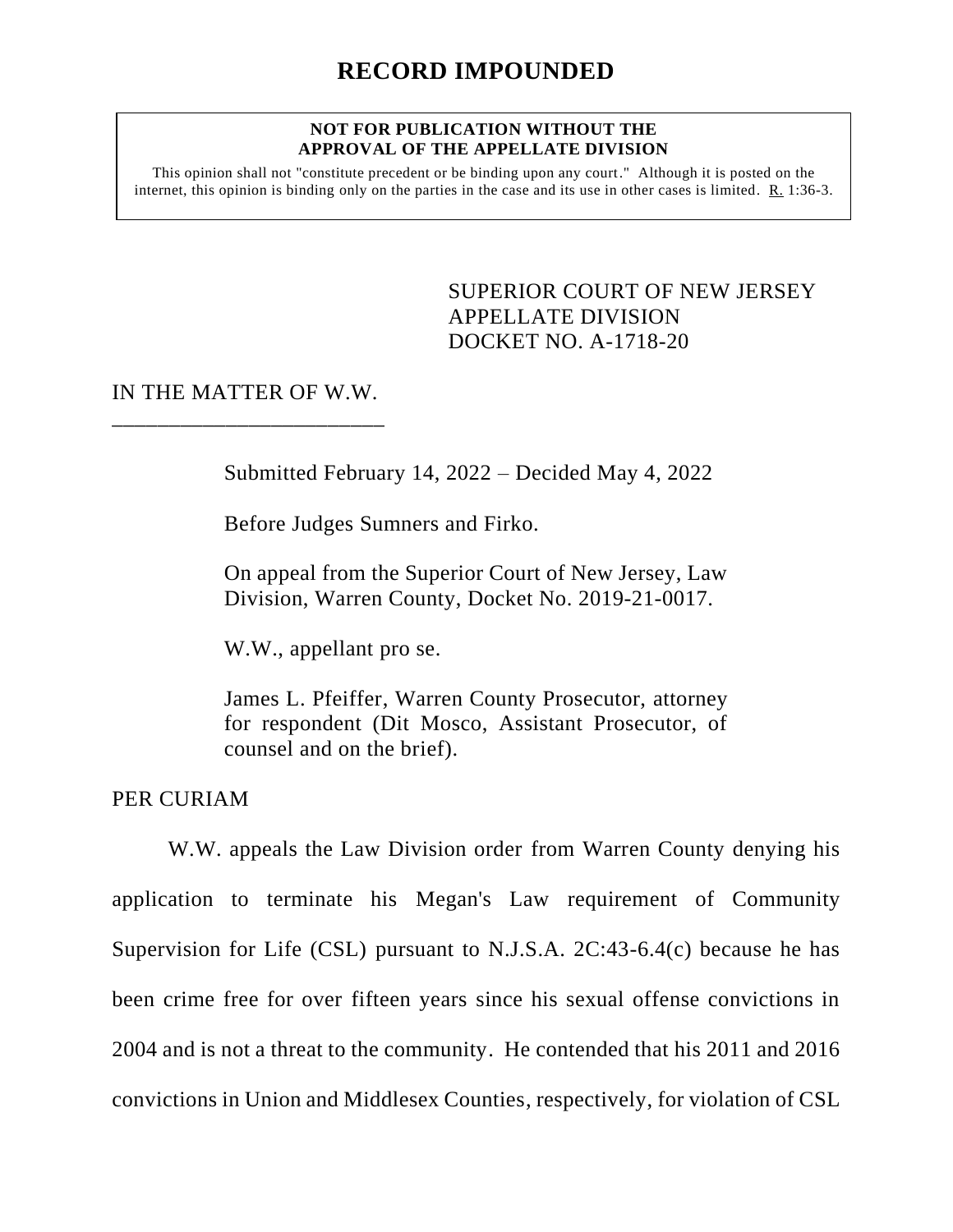# RECORD IMPOUNDED

**NOT FOR PUBLICATION WITHOUT THE APPROVAL OF THE APPELLATE DIVISION**

This opinion shall not "constitute precedent or be binding upon any court." Although it is posted on the internet, this opinion is binding only on the parties in the case and its use in other cases is limited. R. 1:36-3.

SUPERIOR COURT OF NEW JERSEY
APPELLATE DIVISION
DOCKET NO. A-1718-20

IN THE MATTER OF W.W.
________________________

Submitted February 14, 2022 – Decided May 4, 2022

Before Judges Sumners and Firko.

On appeal from the Superior Court of New Jersey, Law Division, Warren County, Docket No. 2019-21-0017.

W.W., appellant pro se.

James L. Pfeiffer, Warren County Prosecutor, attorney for respondent (Dit Mosco, Assistant Prosecutor, of counsel and on the brief).

PER CURIAM

W.W. appeals the Law Division order from Warren County denying his application to terminate his Megan's Law requirement of Community Supervision for Life (CSL) pursuant to N.J.S.A. 2C:43-6.4(c) because he has been crime free for over fifteen years since his sexual offense convictions in 2004 and is not a threat to the community. He contended that his 2011 and 2016 convictions in Union and Middlesex Counties, respectively, for violation of CSL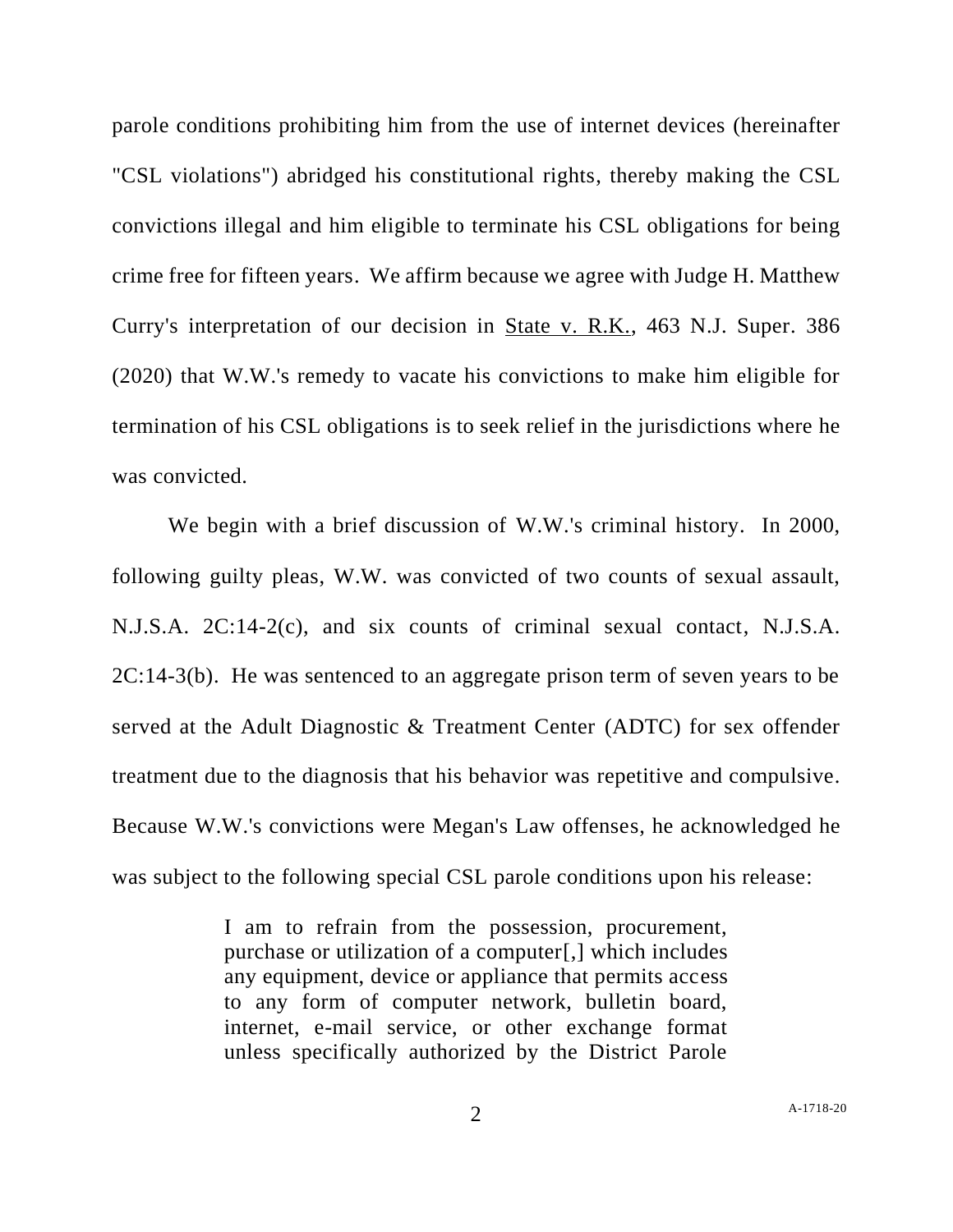parole conditions prohibiting him from the use of internet devices (hereinafter "CSL violations") abridged his constitutional rights, thereby making the CSL convictions illegal and him eligible to terminate his CSL obligations for being crime free for fifteen years. We affirm because we agree with Judge H. Matthew Curry's interpretation of our decision in State v. R.K., 463 N.J. Super. 386 (2020) that W.W.'s remedy to vacate his convictions to make him eligible for termination of his CSL obligations is to seek relief in the jurisdictions where he was convicted.

We begin with a brief discussion of W.W.'s criminal history. In 2000, following guilty pleas, W.W. was convicted of two counts of sexual assault, N.J.S.A. 2C:14-2(c), and six counts of criminal sexual contact, N.J.S.A. 2C:14-3(b). He was sentenced to an aggregate prison term of seven years to be served at the Adult Diagnostic & Treatment Center (ADTC) for sex offender treatment due to the diagnosis that his behavior was repetitive and compulsive. Because W.W.'s convictions were Megan's Law offenses, he acknowledged he was subject to the following special CSL parole conditions upon his release:

> I am to refrain from the possession, procurement, purchase or utilization of a computer[,] which includes any equipment, device or appliance that permits access to any form of computer network, bulletin board, internet, e-mail service, or other exchange format unless specifically authorized by the District Parole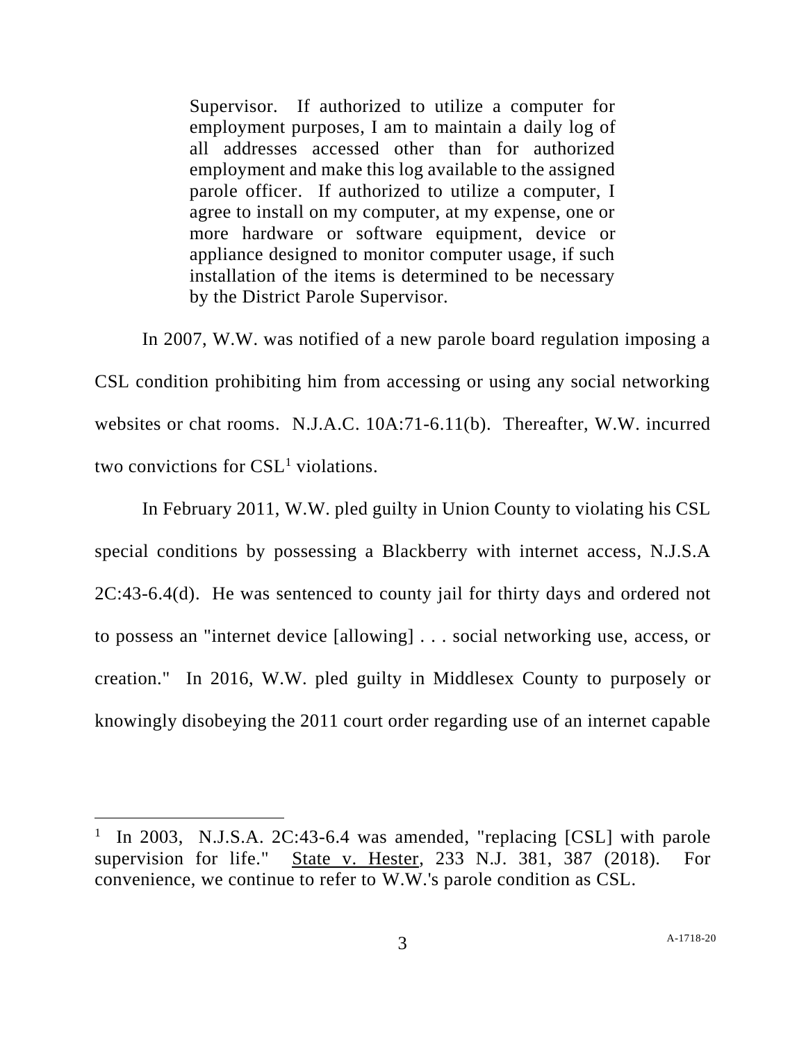> Supervisor. If authorized to utilize a computer for employment purposes, I am to maintain a daily log of all addresses accessed other than for authorized employment and make this log available to the assigned parole officer. If authorized to utilize a computer, I agree to install on my computer, at my expense, one or more hardware or software equipment, device or appliance designed to monitor computer usage, if such installation of the items is determined to be necessary by the District Parole Supervisor.

In 2007, W.W. was notified of a new parole board regulation imposing a CSL condition prohibiting him from accessing or using any social networking websites or chat rooms. N.J.A.C. 10A:71-6.11(b). Thereafter, W.W. incurred two convictions for CSL[1] violations.

In February 2011, W.W. pled guilty in Union County to violating his CSL special conditions by possessing a Blackberry with internet access, N.J.S.A 2C:43-6.4(d). He was sentenced to county jail for thirty days and ordered not to possess an "internet device [allowing] . . . social networking use, access, or creation." In 2016, W.W. pled guilty in Middlesex County to purposely or knowingly disobeying the 2011 court order regarding use of an internet capable

---

[1] In 2003, N.J.S.A. 2C:43-6.4 was amended, "replacing [CSL] with parole supervision for life." State v. Hester, 233 N.J. 381, 387 (2018). For convenience, we continue to refer to W.W.'s parole condition as CSL.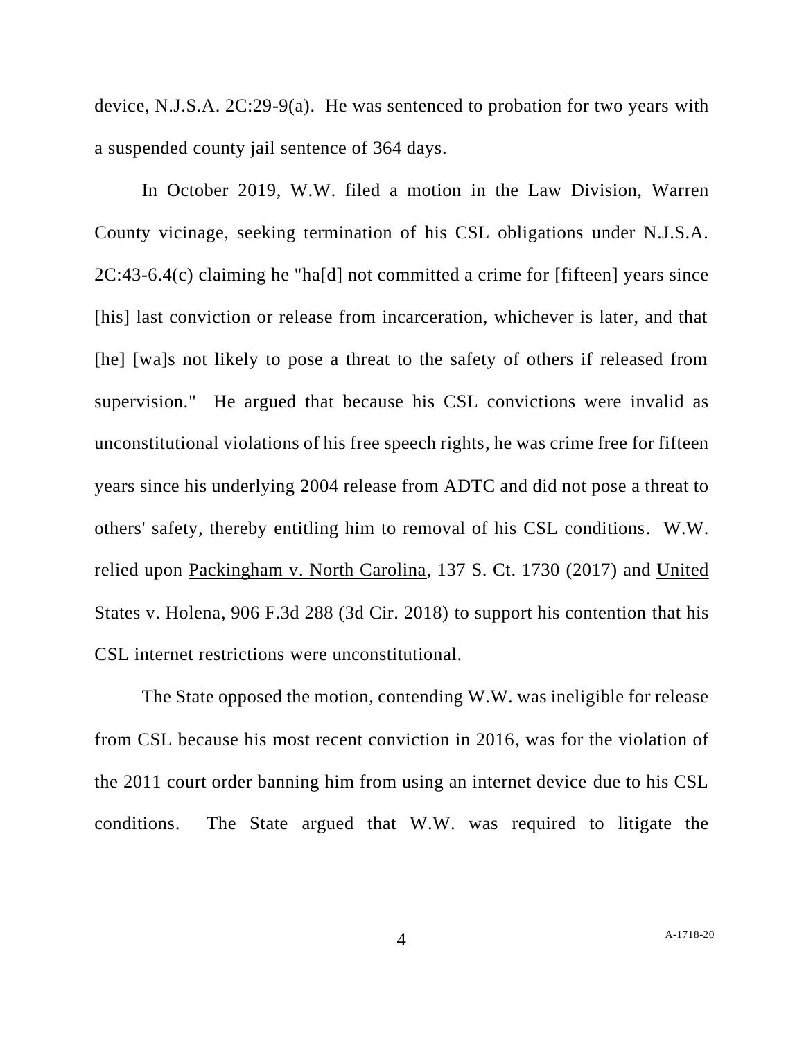device, N.J.S.A. 2C:29-9(a). He was sentenced to probation for two years with a suspended county jail sentence of 364 days.

In October 2019, W.W. filed a motion in the Law Division, Warren County vicinage, seeking termination of his CSL obligations under N.J.S.A. 2C:43-6.4(c) claiming he "ha[d] not committed a crime for [fifteen] years since [his] last conviction or release from incarceration, whichever is later, and that [he] [wa]s not likely to pose a threat to the safety of others if released from supervision." He argued that because his CSL convictions were invalid as unconstitutional violations of his free speech rights, he was crime free for fifteen years since his underlying 2004 release from ADTC and did not pose a threat to others' safety, thereby entitling him to removal of his CSL conditions. W.W. relied upon Packingham v. North Carolina, 137 S. Ct. 1730 (2017) and United States v. Holena, 906 F.3d 288 (3d Cir. 2018) to support his contention that his CSL internet restrictions were unconstitutional.

The State opposed the motion, contending W.W. was ineligible for release from CSL because his most recent conviction in 2016, was for the violation of the 2011 court order banning him from using an internet device due to his CSL conditions. The State argued that W.W. was required to litigate the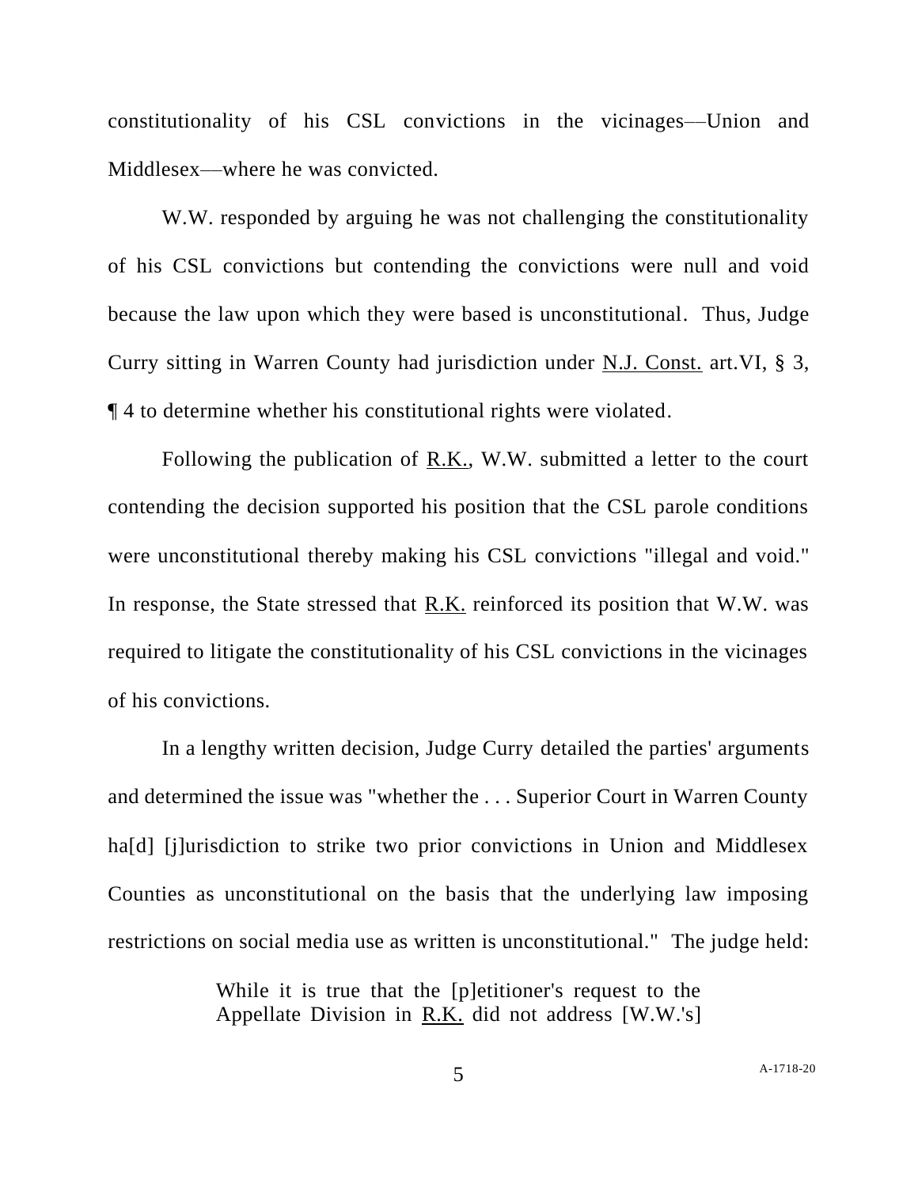constitutionality of his CSL convictions in the vicinages—Union and Middlesex—where he was convicted.

W.W. responded by arguing he was not challenging the constitutionality of his CSL convictions but contending the convictions were null and void because the law upon which they were based is unconstitutional. Thus, Judge Curry sitting in Warren County had jurisdiction under N.J. Const. art.VI, § 3, ¶ 4 to determine whether his constitutional rights were violated.

Following the publication of R.K., W.W. submitted a letter to the court contending the decision supported his position that the CSL parole conditions were unconstitutional thereby making his CSL convictions "illegal and void." In response, the State stressed that R.K. reinforced its position that W.W. was required to litigate the constitutionality of his CSL convictions in the vicinages of his convictions.

In a lengthy written decision, Judge Curry detailed the parties' arguments and determined the issue was "whether the . . . Superior Court in Warren County ha[d] [j]urisdiction to strike two prior convictions in Union and Middlesex Counties as unconstitutional on the basis that the underlying law imposing restrictions on social media use as written is unconstitutional." The judge held:

> While it is true that the [p]etitioner's request to the Appellate Division in R.K. did not address [W.W.'s]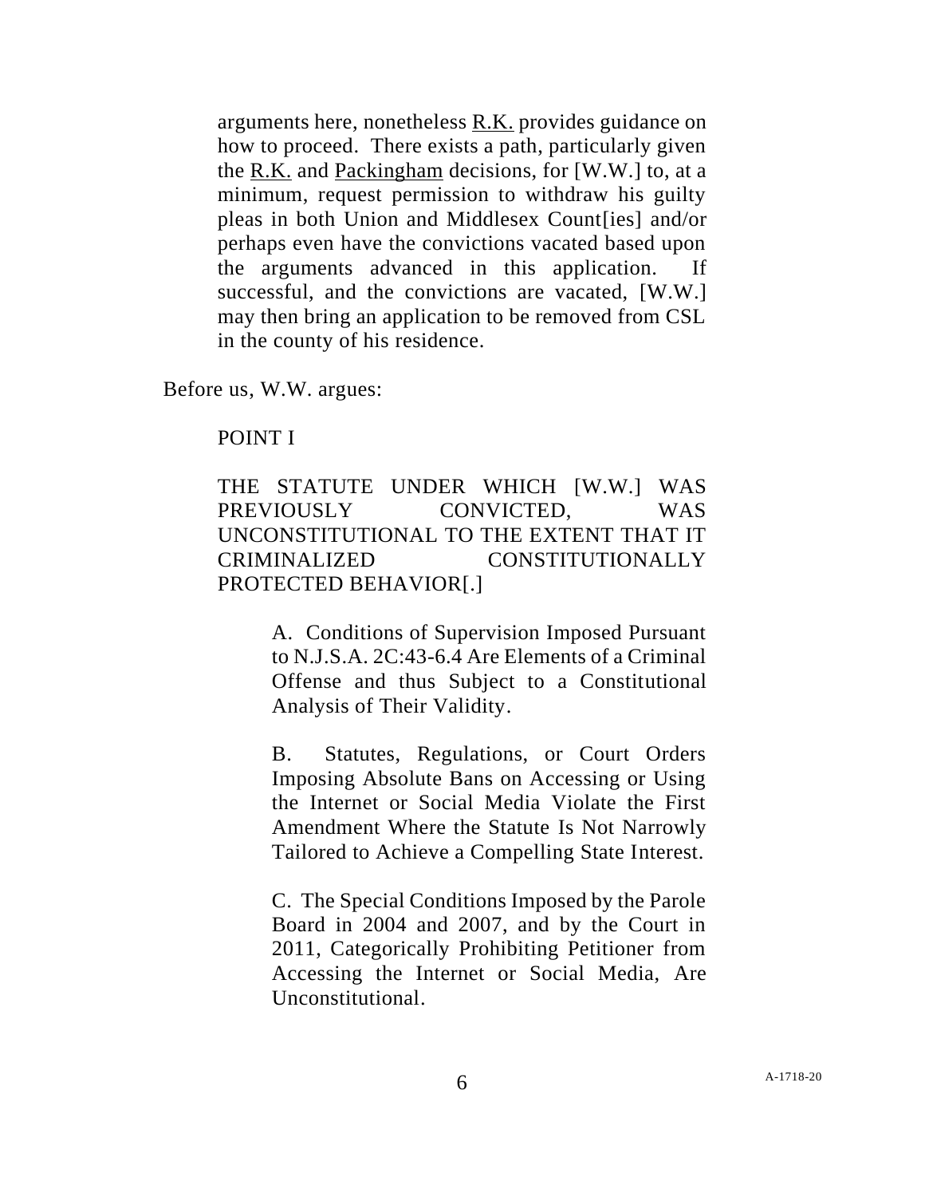> arguments here, nonetheless R.K. provides guidance on how to proceed. There exists a path, particularly given the R.K. and Packingham decisions, for [W.W.] to, at a minimum, request permission to withdraw his guilty pleas in both Union and Middlesex Count[ies] and/or perhaps even have the convictions vacated based upon the arguments advanced in this application. If successful, and the convictions are vacated, [W.W.] may then bring an application to be removed from CSL in the county of his residence.

Before us, W.W. argues:

> POINT I
>
> THE STATUTE UNDER WHICH [W.W.] WAS PREVIOUSLY CONVICTED, WAS UNCONSTITUTIONAL TO THE EXTENT THAT IT CRIMINALIZED CONSTITUTIONALLY PROTECTED BEHAVIOR[.]
>
> > A. Conditions of Supervision Imposed Pursuant to N.J.S.A. 2C:43-6.4 Are Elements of a Criminal Offense and thus Subject to a Constitutional Analysis of Their Validity.
> >
> > B. Statutes, Regulations, or Court Orders Imposing Absolute Bans on Accessing or Using the Internet or Social Media Violate the First Amendment Where the Statute Is Not Narrowly Tailored to Achieve a Compelling State Interest.
> >
> > C. The Special Conditions Imposed by the Parole Board in 2004 and 2007, and by the Court in 2011, Categorically Prohibiting Petitioner from Accessing the Internet or Social Media, Are Unconstitutional.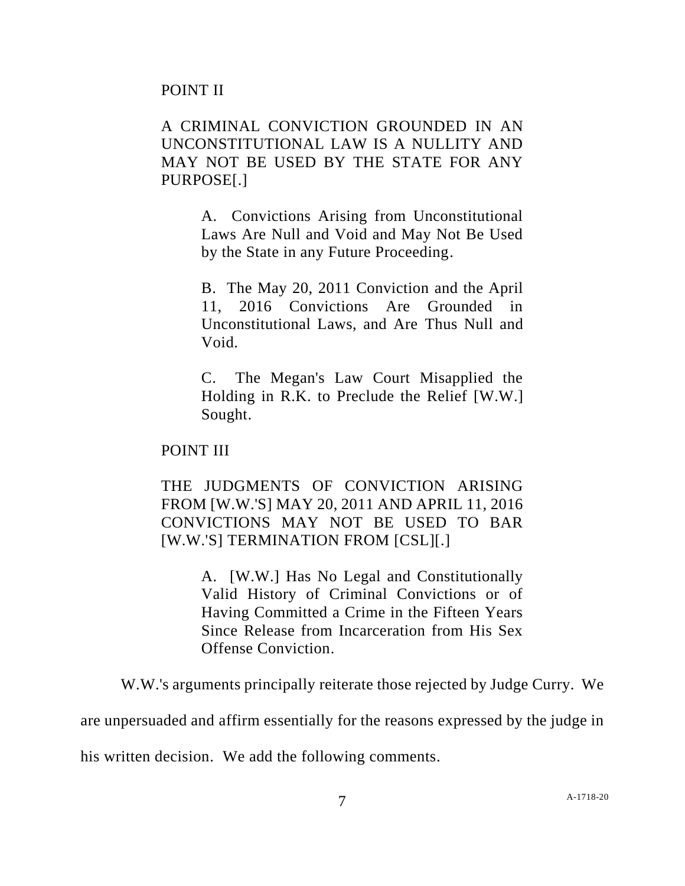POINT II

A CRIMINAL CONVICTION GROUNDED IN AN UNCONSTITUTIONAL LAW IS A NULLITY AND MAY NOT BE USED BY THE STATE FOR ANY PURPOSE[.]

> A. Convictions Arising from Unconstitutional Laws Are Null and Void and May Not Be Used by the State in any Future Proceeding.
>
> B. The May 20, 2011 Conviction and the April 11, 2016 Convictions Are Grounded in Unconstitutional Laws, and Are Thus Null and Void.
>
> C. The Megan's Law Court Misapplied the Holding in R.K. to Preclude the Relief [W.W.] Sought.

POINT III

THE JUDGMENTS OF CONVICTION ARISING FROM [W.W.'S] MAY 20, 2011 AND APRIL 11, 2016 CONVICTIONS MAY NOT BE USED TO BAR [W.W.'S] TERMINATION FROM [CSL][.]

> A. [W.W.] Has No Legal and Constitutionally Valid History of Criminal Convictions or of Having Committed a Crime in the Fifteen Years Since Release from Incarceration from His Sex Offense Conviction.

W.W.'s arguments principally reiterate those rejected by Judge Curry. We are unpersuaded and affirm essentially for the reasons expressed by the judge in his written decision. We add the following comments.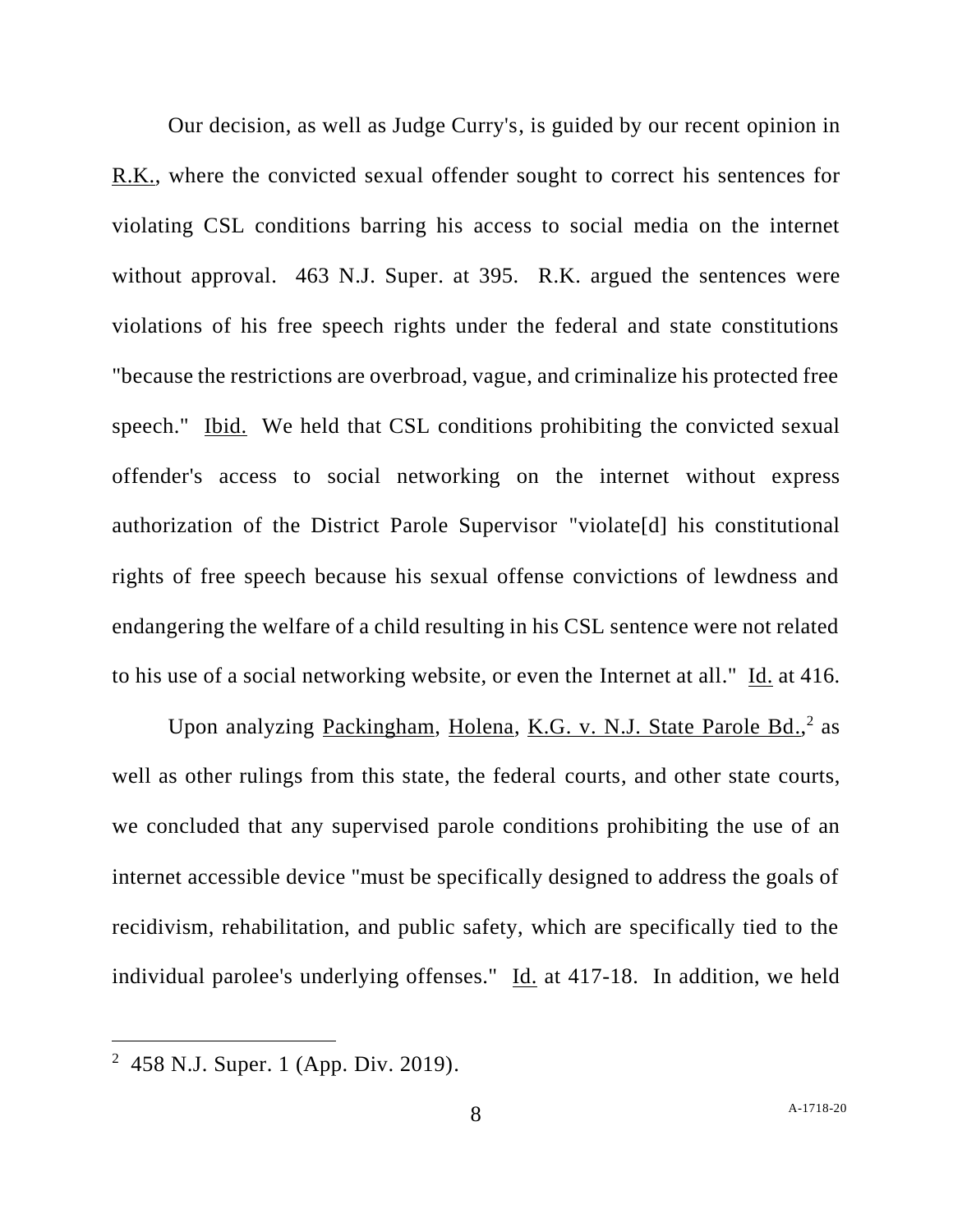Our decision, as well as Judge Curry's, is guided by our recent opinion in R.K., where the convicted sexual offender sought to correct his sentences for violating CSL conditions barring his access to social media on the internet without approval. 463 N.J. Super. at 395. R.K. argued the sentences were violations of his free speech rights under the federal and state constitutions "because the restrictions are overbroad, vague, and criminalize his protected free speech." Ibid. We held that CSL conditions prohibiting the convicted sexual offender's access to social networking on the internet without express authorization of the District Parole Supervisor "violate[d] his constitutional rights of free speech because his sexual offense convictions of lewdness and endangering the welfare of a child resulting in his CSL sentence were not related to his use of a social networking website, or even the Internet at all." Id. at 416.

Upon analyzing Packingham, Holena, K.G. v. N.J. State Parole Bd.,[2] as well as other rulings from this state, the federal courts, and other state courts, we concluded that any supervised parole conditions prohibiting the use of an internet accessible device "must be specifically designed to address the goals of recidivism, rehabilitation, and public safety, which are specifically tied to the individual parolee's underlying offenses." Id. at 417-18. In addition, we held

[2] 458 N.J. Super. 1 (App. Div. 2019).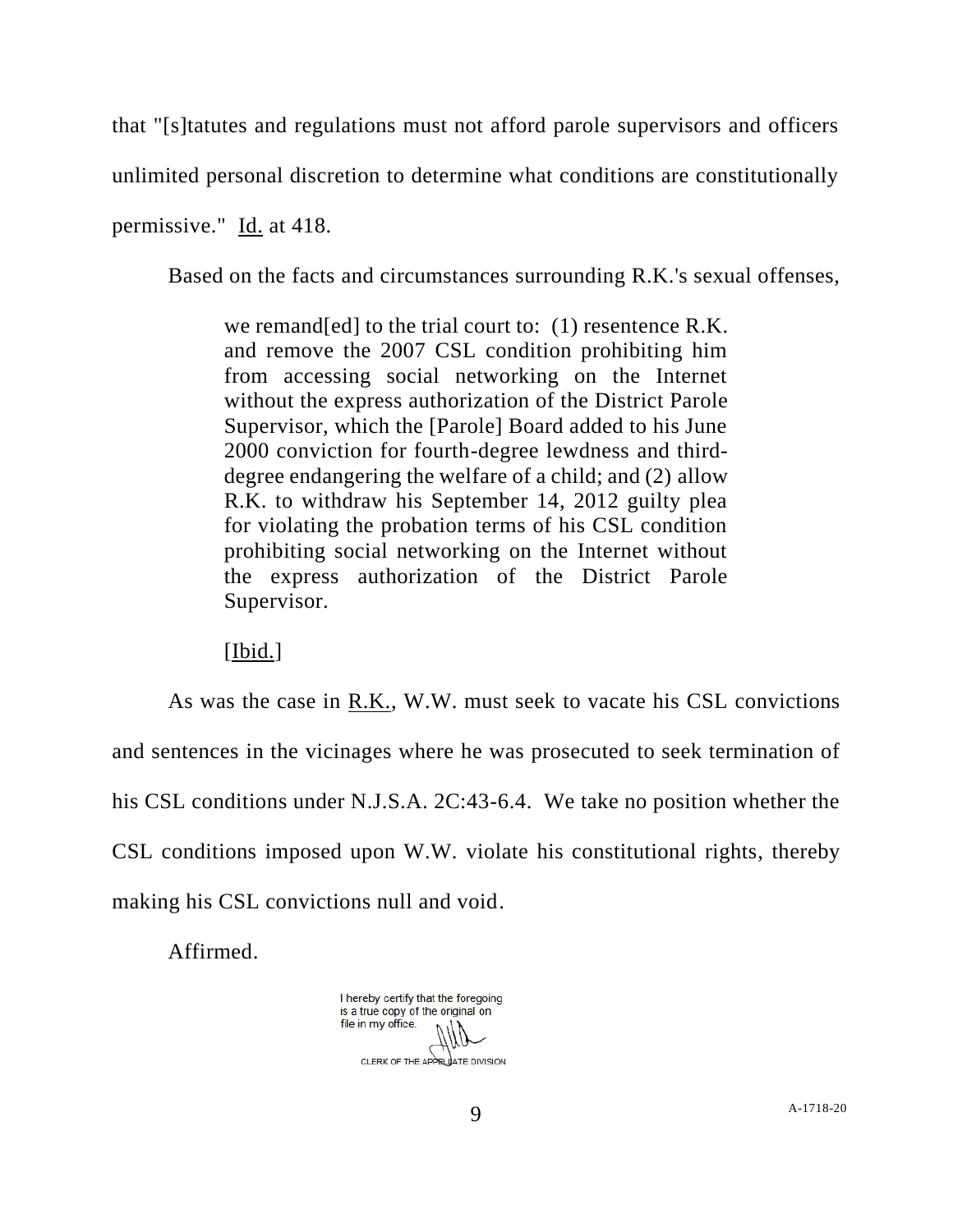that "[s]tatutes and regulations must not afford parole supervisors and officers unlimited personal discretion to determine what conditions are constitutionally permissive." Id. at 418.

Based on the facts and circumstances surrounding R.K.'s sexual offenses,

> we remand[ed] to the trial court to: (1) resentence R.K. and remove the 2007 CSL condition prohibiting him from accessing social networking on the Internet without the express authorization of the District Parole Supervisor, which the [Parole] Board added to his June 2000 conviction for fourth-degree lewdness and third-degree endangering the welfare of a child; and (2) allow R.K. to withdraw his September 14, 2012 guilty plea for violating the probation terms of his CSL condition prohibiting social networking on the Internet without the express authorization of the District Parole Supervisor.
>
> [Ibid.]

As was the case in R.K., W.W. must seek to vacate his CSL convictions and sentences in the vicinages where he was prosecuted to seek termination of his CSL conditions under N.J.S.A. 2C:43-6.4. We take no position whether the CSL conditions imposed upon W.W. violate his constitutional rights, thereby making his CSL convictions null and void.

Affirmed.

I hereby certify that the foregoing is a true copy of the original on file in my office.

CLERK OF THE APPELLATE DIVISION